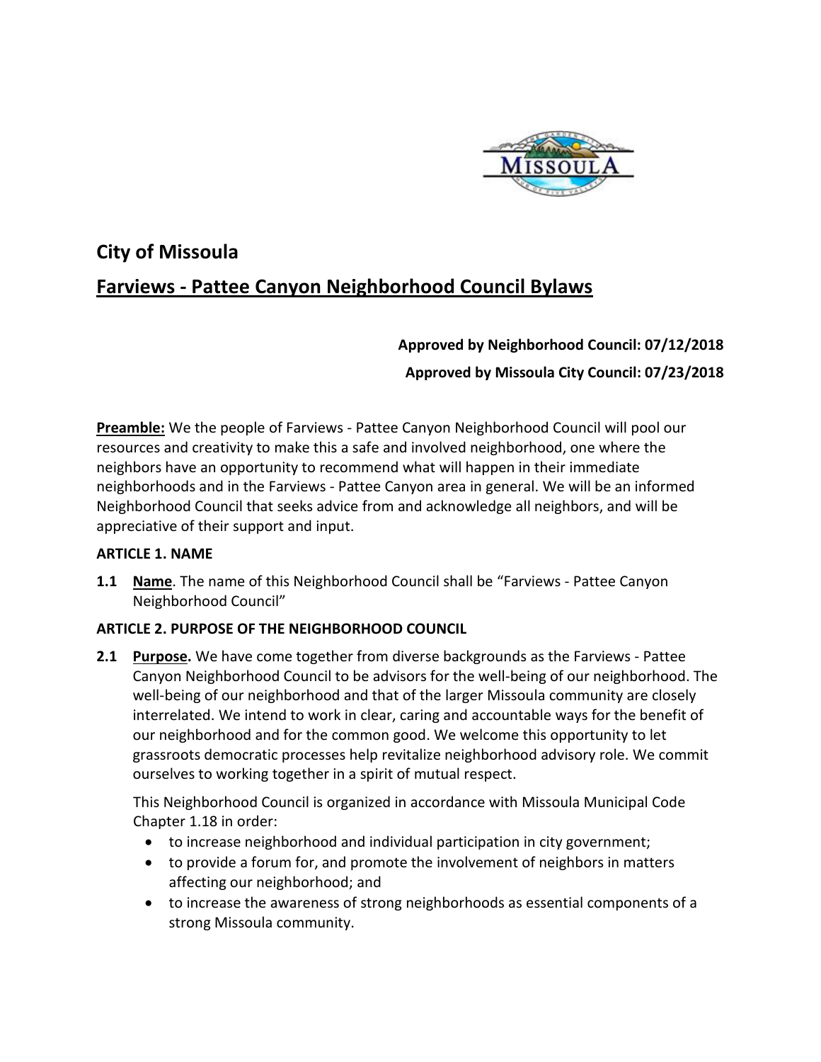## City of Missoula

## Farviews - Pattee Canyon Neighborhood Council Bylaws

**Approved by Neighborhood Council: 07/12/2018**

**Approved by Missoula City Council: 07/23/2018**

**Preamble:** We the people of Farviews - Pattee Canyon Neighborhood Council will pool our resources and creativity to make this a safe and involved neighborhood, one where the neighbors have an opportunity to recommend what will happen in their immediate neighborhoods and in the Farviews - Pattee Canyon area in general. We will be an informed Neighborhood Council that seeks advice from and acknowledge all neighbors, and will be appreciative of their support and input.

### ARTICLE 1. NAME

**1.1 Name**. The name of this Neighborhood Council shall be "Farviews - Pattee Canyon Neighborhood Council"

### ARTICLE 2. PURPOSE OF THE NEIGHBORHOOD COUNCIL

**2.1 Purpose.** We have come together from diverse backgrounds as the Farviews - Pattee Canyon Neighborhood Council to be advisors for the well-being of our neighborhood. The well-being of our neighborhood and that of the larger Missoula community are closely interrelated. We intend to work in clear, caring and accountable ways for the benefit of our neighborhood and for the common good. We welcome this opportunity to let grassroots democratic processes help revitalize neighborhood advisory role. We commit ourselves to working together in a spirit of mutual respect.

This Neighborhood Council is organized in accordance with Missoula Municipal Code Chapter 1.18 in order:

- to increase neighborhood and individual participation in city government;
- to provide a forum for, and promote the involvement of neighbors in matters affecting our neighborhood; and
- to increase the awareness of strong neighborhoods as essential components of a strong Missoula community.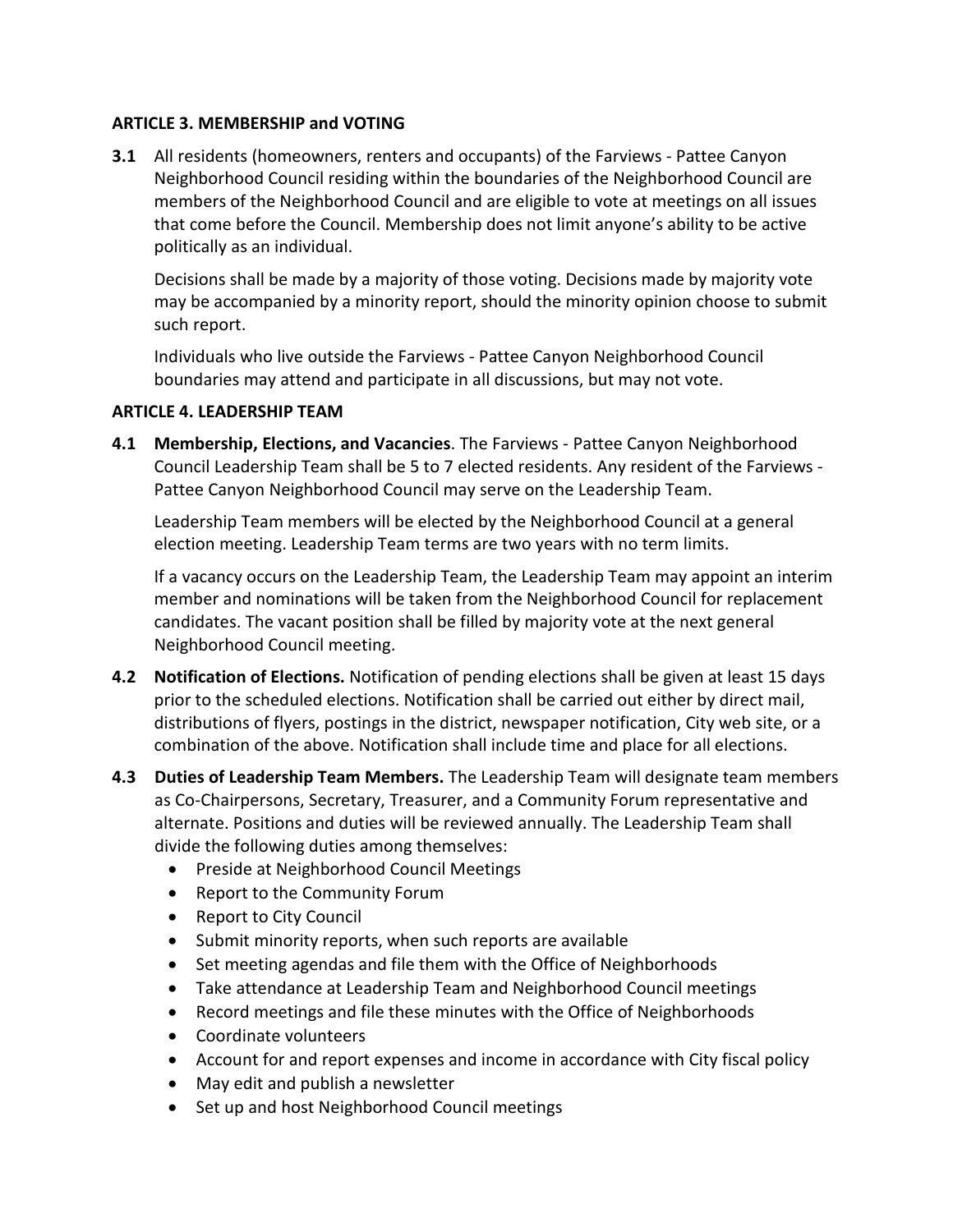**ARTICLE 3. MEMBERSHIP and VOTING**

**3.1** All residents (homeowners, renters and occupants) of the Farviews - Pattee Canyon Neighborhood Council residing within the boundaries of the Neighborhood Council are members of the Neighborhood Council and are eligible to vote at meetings on all issues that come before the Council. Membership does not limit anyone's ability to be active politically as an individual.

Decisions shall be made by a majority of those voting. Decisions made by majority vote may be accompanied by a minority report, should the minority opinion choose to submit such report.

Individuals who live outside the Farviews - Pattee Canyon Neighborhood Council boundaries may attend and participate in all discussions, but may not vote.

**ARTICLE 4. LEADERSHIP TEAM**

**4.1** **Membership, Elections, and Vacancies**. The Farviews - Pattee Canyon Neighborhood Council Leadership Team shall be 5 to 7 elected residents. Any resident of the Farviews - Pattee Canyon Neighborhood Council may serve on the Leadership Team.

Leadership Team members will be elected by the Neighborhood Council at a general election meeting. Leadership Team terms are two years with no term limits.

If a vacancy occurs on the Leadership Team, the Leadership Team may appoint an interim member and nominations will be taken from the Neighborhood Council for replacement candidates. The vacant position shall be filled by majority vote at the next general Neighborhood Council meeting.

**4.2** **Notification of Elections.** Notification of pending elections shall be given at least 15 days prior to the scheduled elections. Notification shall be carried out either by direct mail, distributions of flyers, postings in the district, newspaper notification, City web site, or a combination of the above. Notification shall include time and place for all elections.

**4.3** **Duties of Leadership Team Members.** The Leadership Team will designate team members as Co-Chairpersons, Secretary, Treasurer, and a Community Forum representative and alternate. Positions and duties will be reviewed annually. The Leadership Team shall divide the following duties among themselves:

- Preside at Neighborhood Council Meetings
- Report to the Community Forum
- Report to City Council
- Submit minority reports, when such reports are available
- Set meeting agendas and file them with the Office of Neighborhoods
- Take attendance at Leadership Team and Neighborhood Council meetings
- Record meetings and file these minutes with the Office of Neighborhoods
- Coordinate volunteers
- Account for and report expenses and income in accordance with City fiscal policy
- May edit and publish a newsletter
- Set up and host Neighborhood Council meetings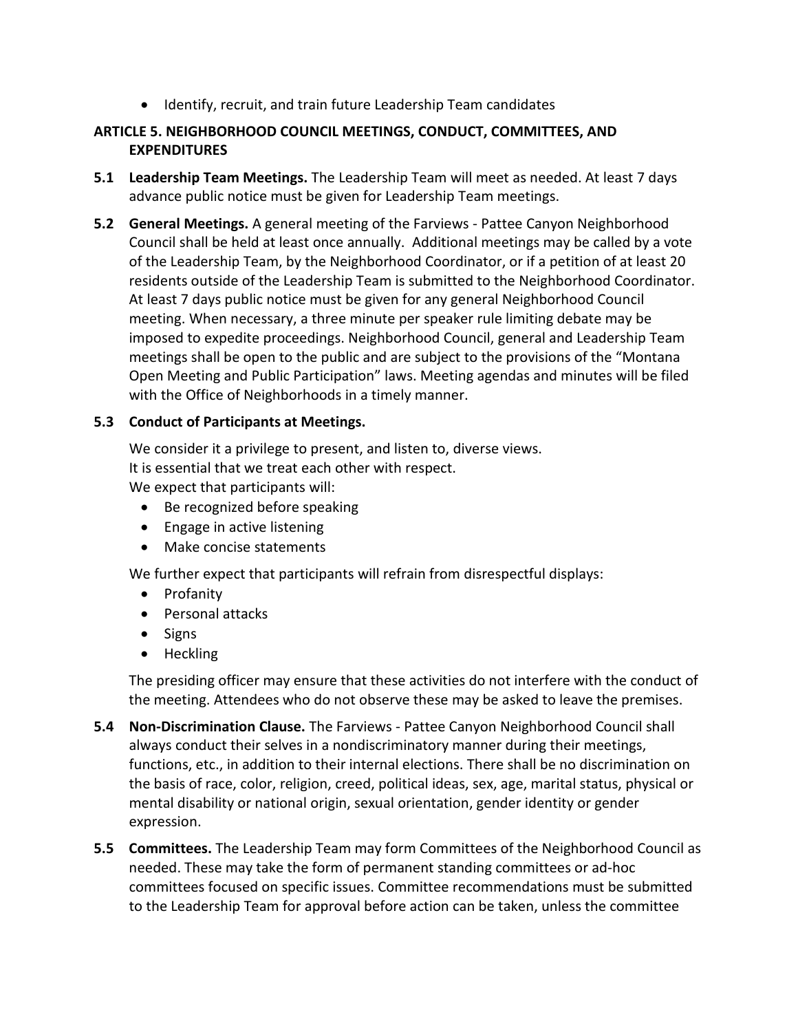- Identify, recruit, and train future Leadership Team candidates

## ARTICLE 5. NEIGHBORHOOD COUNCIL MEETINGS, CONDUCT, COMMITTEES, AND EXPENDITURES

**5.1 Leadership Team Meetings.** The Leadership Team will meet as needed. At least 7 days advance public notice must be given for Leadership Team meetings.

**5.2 General Meetings.** A general meeting of the Farviews - Pattee Canyon Neighborhood Council shall be held at least once annually. Additional meetings may be called by a vote of the Leadership Team, by the Neighborhood Coordinator, or if a petition of at least 20 residents outside of the Leadership Team is submitted to the Neighborhood Coordinator. At least 7 days public notice must be given for any general Neighborhood Council meeting. When necessary, a three minute per speaker rule limiting debate may be imposed to expedite proceedings. Neighborhood Council, general and Leadership Team meetings shall be open to the public and are subject to the provisions of the "Montana Open Meeting and Public Participation" laws. Meeting agendas and minutes will be filed with the Office of Neighborhoods in a timely manner.

**5.3 Conduct of Participants at Meetings.**

We consider it a privilege to present, and listen to, diverse views.
It is essential that we treat each other with respect.
We expect that participants will:

- Be recognized before speaking
- Engage in active listening
- Make concise statements

We further expect that participants will refrain from disrespectful displays:

- Profanity
- Personal attacks
- Signs
- Heckling

The presiding officer may ensure that these activities do not interfere with the conduct of the meeting. Attendees who do not observe these may be asked to leave the premises.

**5.4 Non-Discrimination Clause.** The Farviews - Pattee Canyon Neighborhood Council shall always conduct their selves in a nondiscriminatory manner during their meetings, functions, etc., in addition to their internal elections. There shall be no discrimination on the basis of race, color, religion, creed, political ideas, sex, age, marital status, physical or mental disability or national origin, sexual orientation, gender identity or gender expression.

**5.5 Committees.** The Leadership Team may form Committees of the Neighborhood Council as needed. These may take the form of permanent standing committees or ad-hoc committees focused on specific issues. Committee recommendations must be submitted to the Leadership Team for approval before action can be taken, unless the committee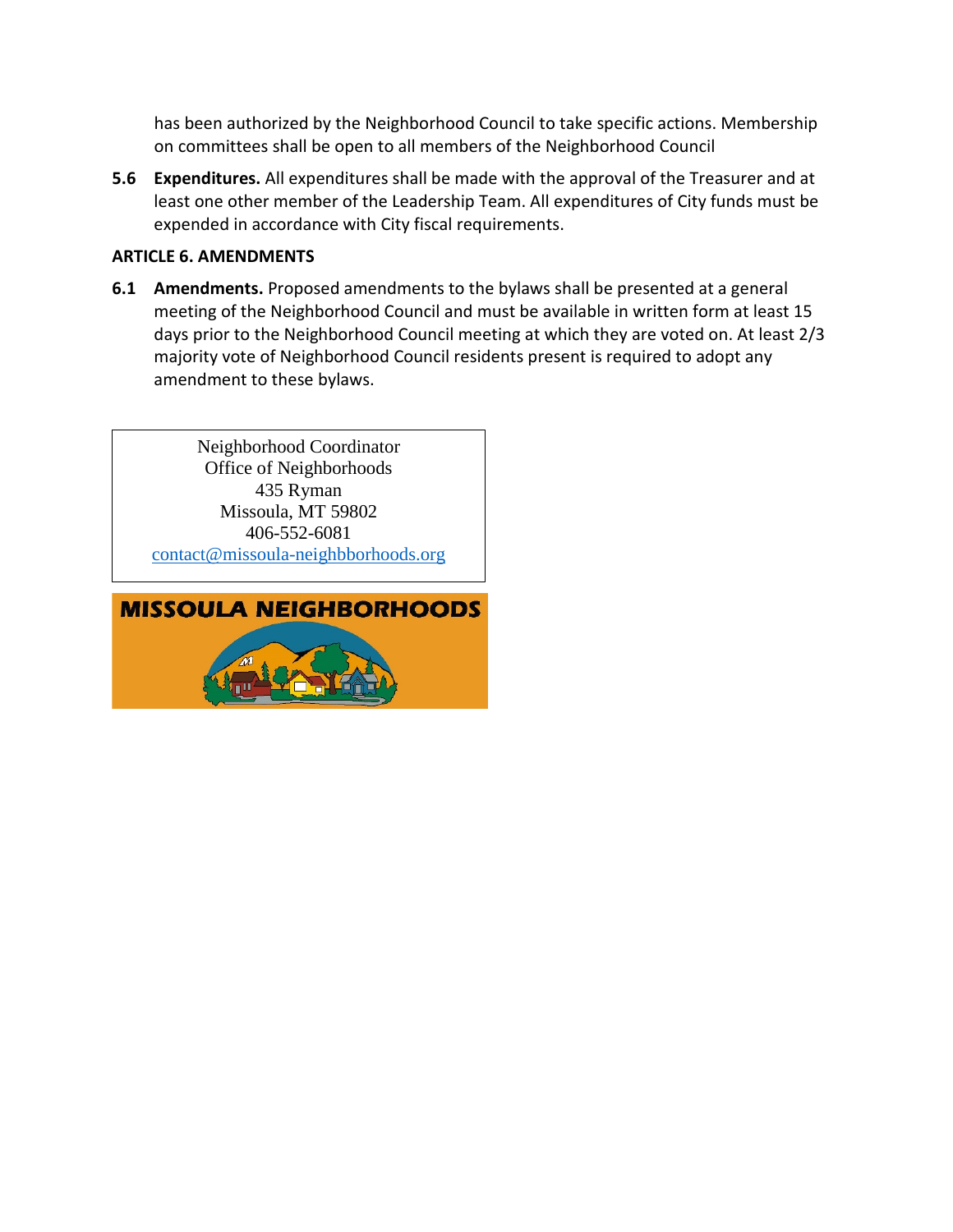has been authorized by the Neighborhood Council to take specific actions. Membership on committees shall be open to all members of the Neighborhood Council

**5.6 Expenditures.** All expenditures shall be made with the approval of the Treasurer and at least one other member of the Leadership Team. All expenditures of City funds must be expended in accordance with City fiscal requirements.

**ARTICLE 6. AMENDMENTS**

**6.1 Amendments.** Proposed amendments to the bylaws shall be presented at a general meeting of the Neighborhood Council and must be available in written form at least 15 days prior to the Neighborhood Council meeting at which they are voted on. At least 2/3 majority vote of Neighborhood Council residents present is required to adopt any amendment to these bylaws.

Neighborhood Coordinator
Office of Neighborhoods
435 Ryman
Missoula, MT 59802
406-552-6081
contact@missoula-neighbborhoods.org

MISSOULA NEIGHBORHOODS